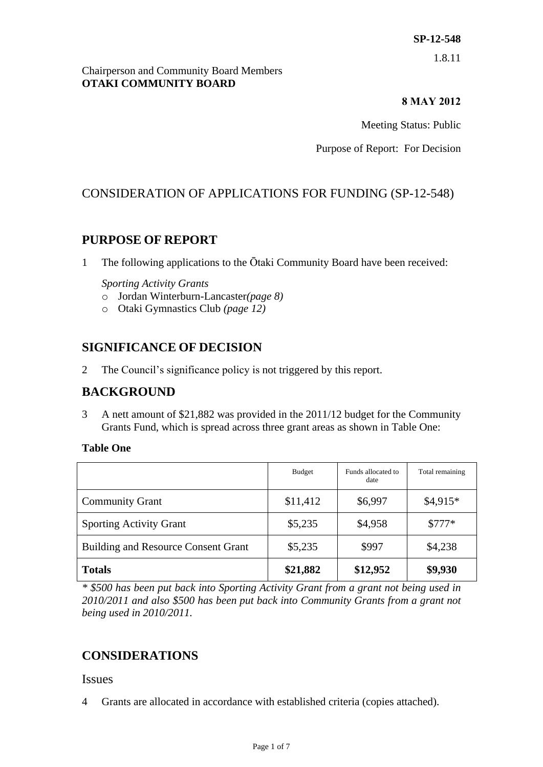**SP-12-548**

1.8.11

Chairperson and Community Board Members
**OTAKI COMMUNITY BOARD**

**8 MAY 2012**

Meeting Status: Public

Purpose of Report: For Decision

# CONSIDERATION OF APPLICATIONS FOR FUNDING (SP-12-548)

## PURPOSE OF REPORT

1 The following applications to the Ōtaki Community Board have been received:

*Sporting Activity Grants*

- Jordan Winterburn-Lancaster *(page 8)*
- Otaki Gymnastics Club *(page 12)*

## SIGNIFICANCE OF DECISION

2 The Council's significance policy is not triggered by this report.

## BACKGROUND

3 A nett amount of $21,882 was provided in the 2011/12 budget for the Community Grants Fund, which is spread across three grant areas as shown in Table One:

**Table One**

| | Budget | Funds allocated to date | Total remaining |
|---|---|---|---|
| Community Grant | $11,412 | $6,997 | $4,915* |
| Sporting Activity Grant | $5,235 | $4,958 | $777* |
| Building and Resource Consent Grant | $5,235 | $997 | $4,238 |
| **Totals** | **$21,882** | **$12,952** | **$9,930** |

*\* $500 has been put back into Sporting Activity Grant from a grant not being used in 2010/2011 and also $500 has been put back into Community Grants from a grant not being used in 2010/2011.*

## CONSIDERATIONS

### Issues

4 Grants are allocated in accordance with established criteria (copies attached).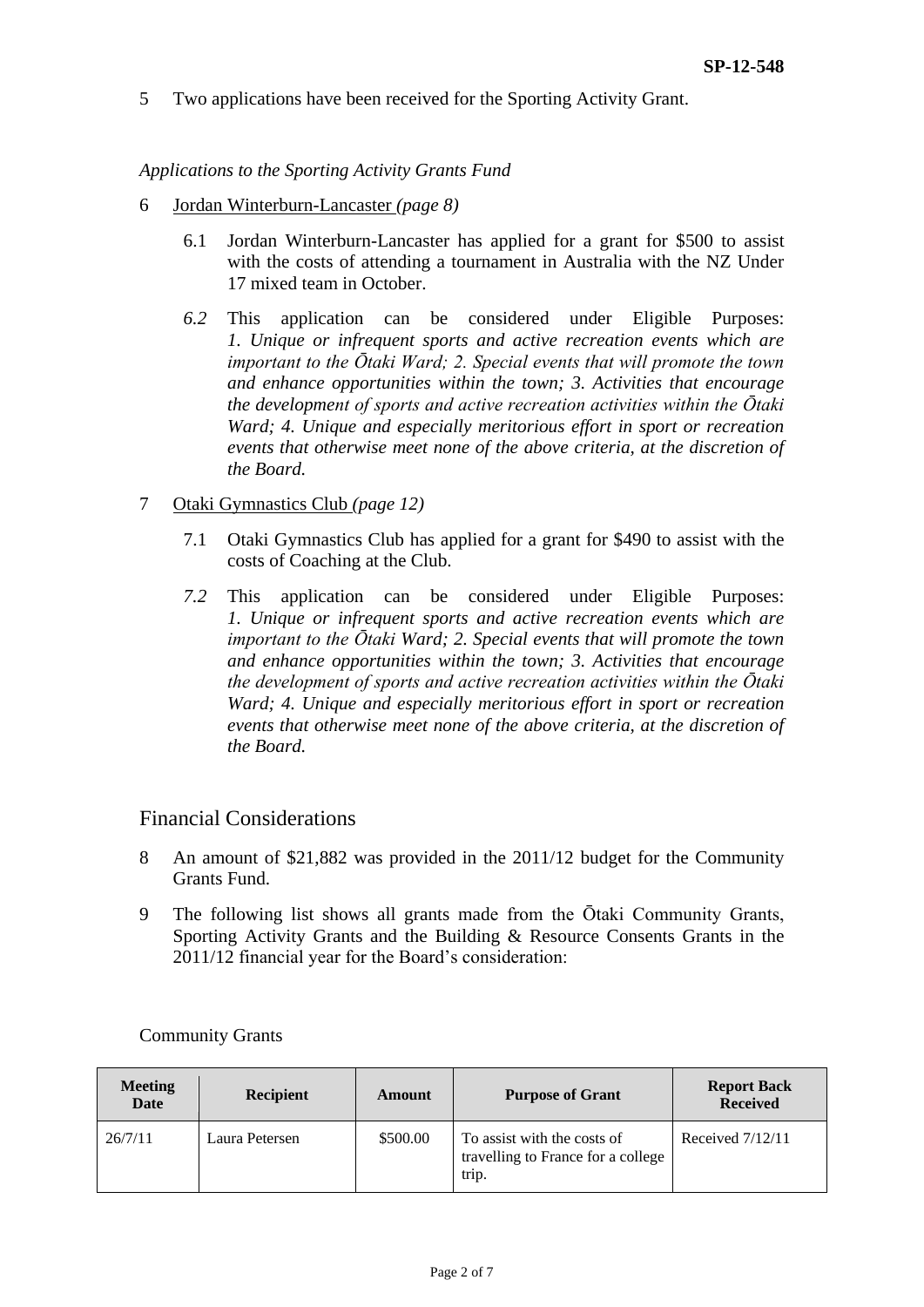5 Two applications have been received for the Sporting Activity Grant.

*Applications to the Sporting Activity Grants Fund*

6 Jordan Winterburn-Lancaster *(page 8)*

6.1 Jordan Winterburn-Lancaster has applied for a grant for $500 to assist with the costs of attending a tournament in Australia with the NZ Under 17 mixed team in October.

*6.2* This application can be considered under Eligible Purposes: *1. Unique or infrequent sports and active recreation events which are important to the Ōtaki Ward; 2. Special events that will promote the town and enhance opportunities within the town; 3. Activities that encourage the development of sports and active recreation activities within the Ōtaki Ward; 4. Unique and especially meritorious effort in sport or recreation events that otherwise meet none of the above criteria, at the discretion of the Board.*

7 Otaki Gymnastics Club *(page 12)*

7.1 Otaki Gymnastics Club has applied for a grant for $490 to assist with the costs of Coaching at the Club.

*7.2* This application can be considered under Eligible Purposes: *1. Unique or infrequent sports and active recreation events which are important to the Ōtaki Ward; 2. Special events that will promote the town and enhance opportunities within the town; 3. Activities that encourage the development of sports and active recreation activities within the Ōtaki Ward; 4. Unique and especially meritorious effort in sport or recreation events that otherwise meet none of the above criteria, at the discretion of the Board.*

## Financial Considerations

8 An amount of $21,882 was provided in the 2011/12 budget for the Community Grants Fund.

9 The following list shows all grants made from the Ōtaki Community Grants, Sporting Activity Grants and the Building & Resource Consents Grants in the 2011/12 financial year for the Board's consideration:

Community Grants

| Meeting Date | Recipient | Amount | Purpose of Grant | Report Back Received |
|---|---|---|---|---|
| 26/7/11 | Laura Petersen | $500.00 | To assist with the costs of travelling to France for a college trip. | Received 7/12/11 |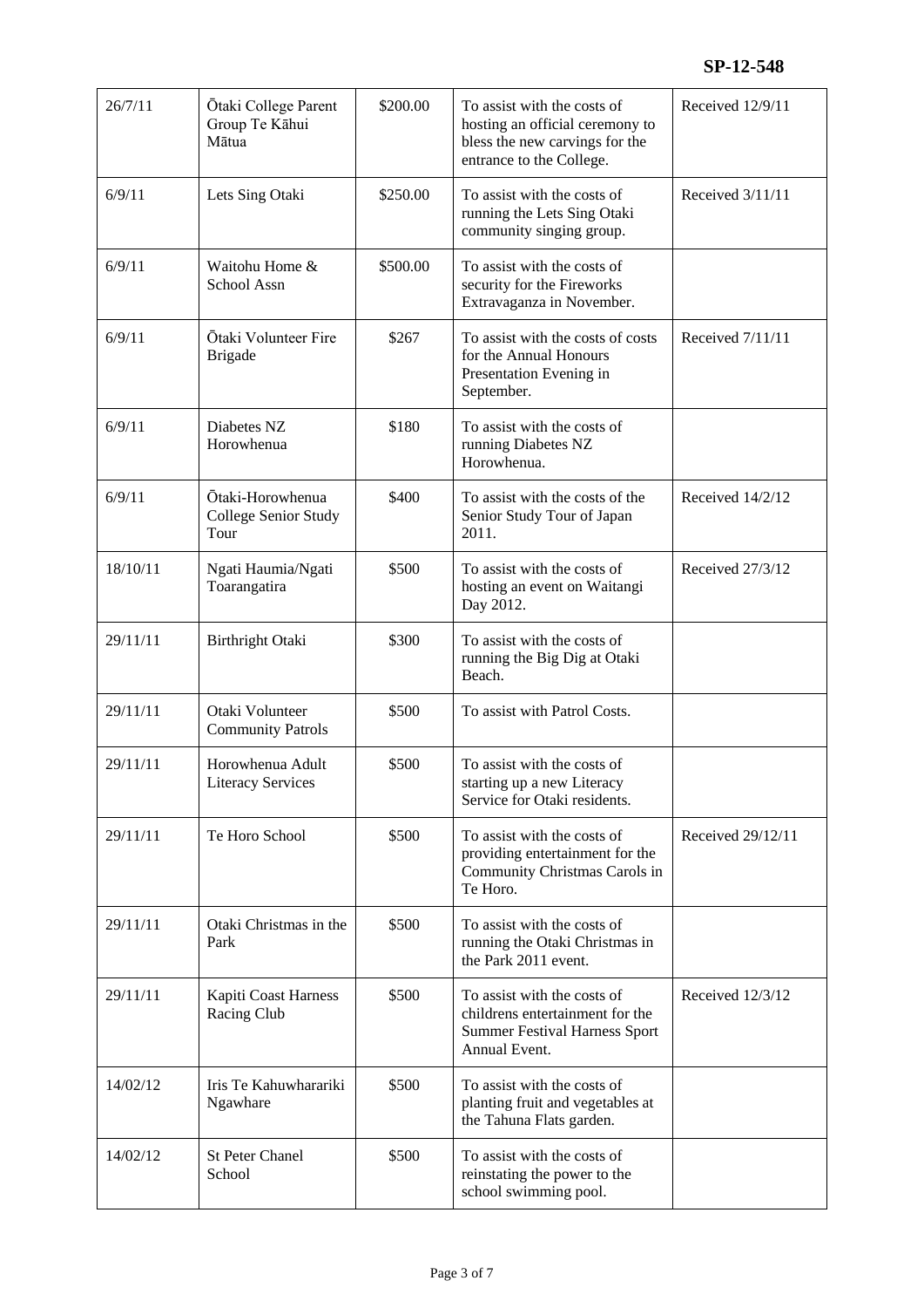**SP-12-548**

| 26/7/11 | Ōtaki College Parent Group Te Kāhui Mātua | \$200.00 | To assist with the costs of hosting an official ceremony to bless the new carvings for the entrance to the College. | Received 12/9/11 |
|---|---|---|---|---|
| 6/9/11 | Lets Sing Otaki | \$250.00 | To assist with the costs of running the Lets Sing Otaki community singing group. | Received 3/11/11 |
| 6/9/11 | Waitohu Home & School Assn | \$500.00 | To assist with the costs of security for the Fireworks Extravaganza in November. | |
| 6/9/11 | Ōtaki Volunteer Fire Brigade | \$267 | To assist with the costs of costs for the Annual Honours Presentation Evening in September. | Received 7/11/11 |
| 6/9/11 | Diabetes NZ Horowhenua | \$180 | To assist with the costs of running Diabetes NZ Horowhenua. | |
| 6/9/11 | Ōtaki-Horowhenua College Senior Study Tour | \$400 | To assist with the costs of the Senior Study Tour of Japan 2011. | Received 14/2/12 |
| 18/10/11 | Ngati Haumia/Ngati Toarangatira | \$500 | To assist with the costs of hosting an event on Waitangi Day 2012. | Received 27/3/12 |
| 29/11/11 | Birthright Otaki | \$300 | To assist with the costs of running the Big Dig at Otaki Beach. | |
| 29/11/11 | Otaki Volunteer Community Patrols | \$500 | To assist with Patrol Costs. | |
| 29/11/11 | Horowhenua Adult Literacy Services | \$500 | To assist with the costs of starting up a new Literacy Service for Otaki residents. | |
| 29/11/11 | Te Horo School | \$500 | To assist with the costs of providing entertainment for the Community Christmas Carols in Te Horo. | Received 29/12/11 |
| 29/11/11 | Otaki Christmas in the Park | \$500 | To assist with the costs of running the Otaki Christmas in the Park 2011 event. | |
| 29/11/11 | Kapiti Coast Harness Racing Club | \$500 | To assist with the costs of childrens entertainment for the Summer Festival Harness Sport Annual Event. | Received 12/3/12 |
| 14/02/12 | Iris Te Kahuwharariki Ngawhare | \$500 | To assist with the costs of planting fruit and vegetables at the Tahuna Flats garden. | |
| 14/02/12 | St Peter Chanel School | \$500 | To assist with the costs of reinstating the power to the school swimming pool. | |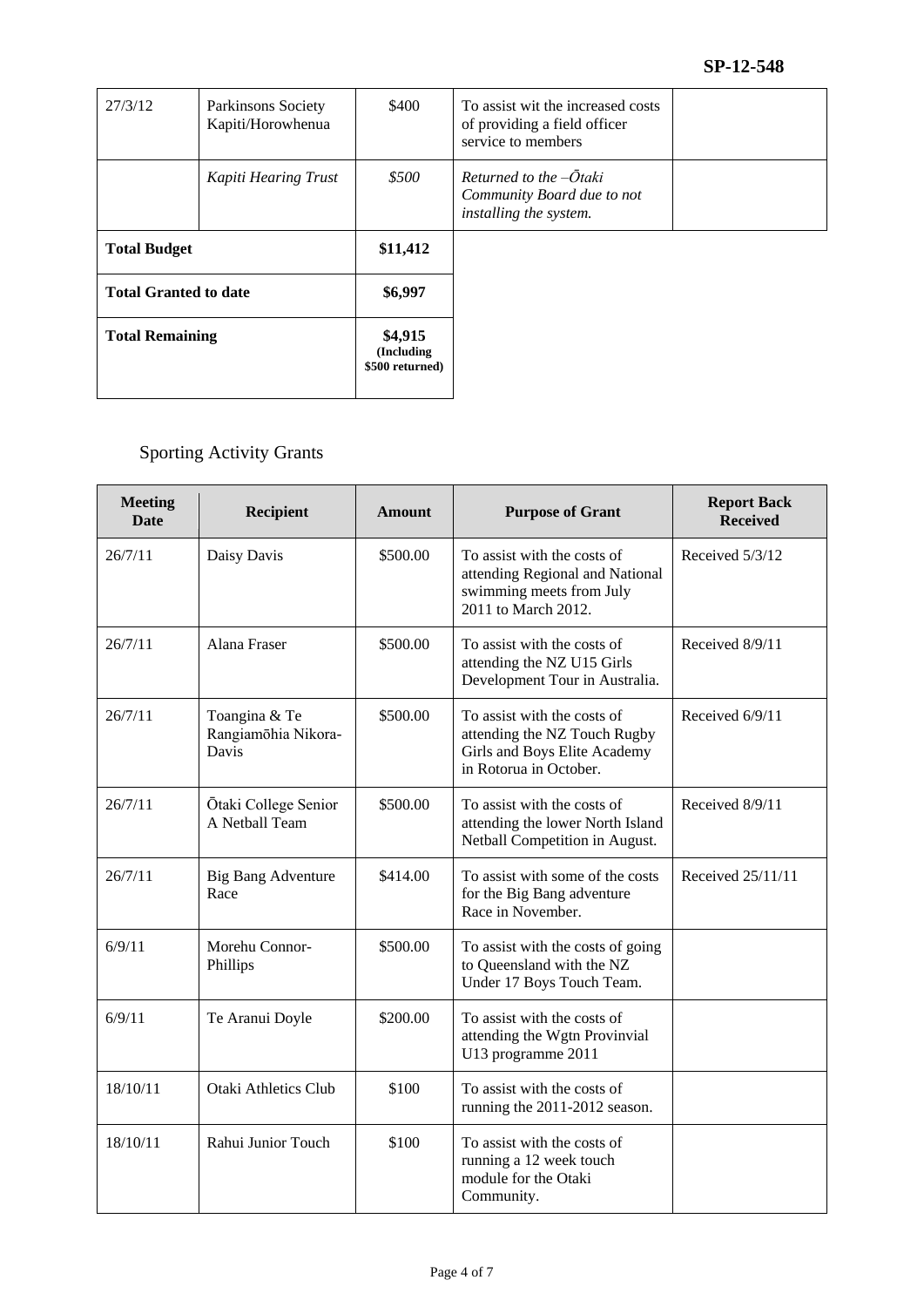| | | | | |
|---|---|---|---|---|
| 27/3/12 | Parkinsons Society Kapiti/Horowhenua | $400 | To assist wit the increased costs of providing a field officer service to members | |
| | *Kapiti Hearing Trust* | *$500* | *Returned to the –Ōtaki Community Board due to not installing the system.* | |
| **Total Budget** | | **$11,412** | | |
| **Total Granted to date** | | **$6,997** | | |
| **Total Remaining** | | **$4,915 (Including $500 returned)** | | |

## Sporting Activity Grants

| Meeting Date | Recipient | Amount | Purpose of Grant | Report Back Received |
|---|---|---|---|---|
| 26/7/11 | Daisy Davis | $500.00 | To assist with the costs of attending Regional and National swimming meets from July 2011 to March 2012. | Received 5/3/12 |
| 26/7/11 | Alana Fraser | $500.00 | To assist with the costs of attending the NZ U15 Girls Development Tour in Australia. | Received 8/9/11 |
| 26/7/11 | Toangina & Te Rangiamōhia Nikora-Davis | $500.00 | To assist with the costs of attending the NZ Touch Rugby Girls and Boys Elite Academy in Rotorua in October. | Received 6/9/11 |
| 26/7/11 | Ōtaki College Senior A Netball Team | $500.00 | To assist with the costs of attending the lower North Island Netball Competition in August. | Received 8/9/11 |
| 26/7/11 | Big Bang Adventure Race | $414.00 | To assist with some of the costs for the Big Bang adventure Race in November. | Received 25/11/11 |
| 6/9/11 | Morehu Connor-Phillips | $500.00 | To assist with the costs of going to Queensland with the NZ Under 17 Boys Touch Team. | |
| 6/9/11 | Te Aranui Doyle | $200.00 | To assist with the costs of attending the Wgtn Provinvial U13 programme 2011 | |
| 18/10/11 | Otaki Athletics Club | $100 | To assist with the costs of running the 2011-2012 season. | |
| 18/10/11 | Rahui Junior Touch | $100 | To assist with the costs of running a 12 week touch module for the Otaki Community. | |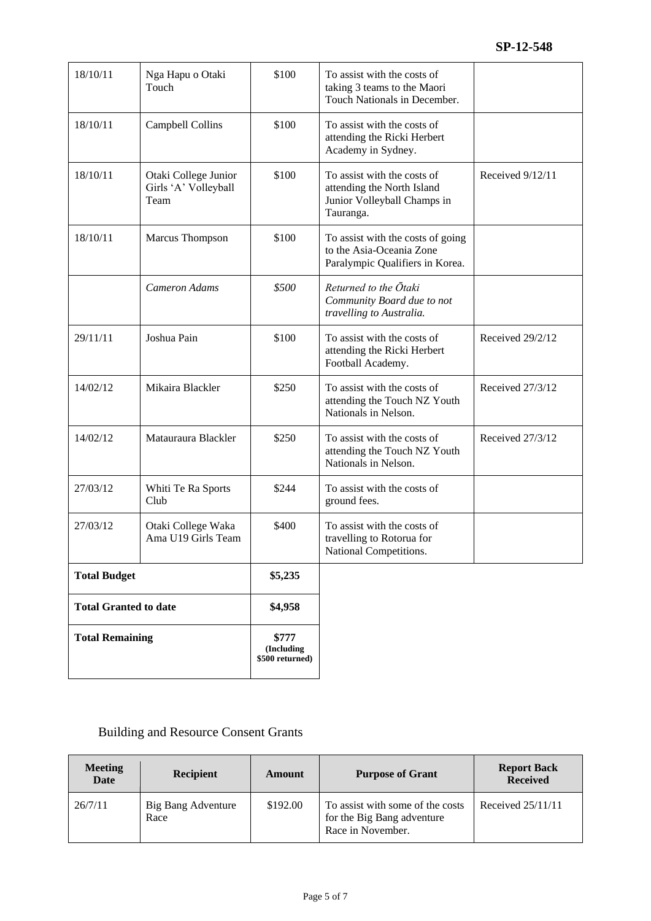SP-12-548

| | | | | |
|---|---|---|---|---|
| 18/10/11 | Nga Hapu o Otaki Touch | $100 | To assist with the costs of taking 3 teams to the Maori Touch Nationals in December. | |
| 18/10/11 | Campbell Collins | $100 | To assist with the costs of attending the Ricki Herbert Academy in Sydney. | |
| 18/10/11 | Otaki College Junior Girls 'A' Volleyball Team | $100 | To assist with the costs of attending the North Island Junior Volleyball Champs in Tauranga. | Received 9/12/11 |
| 18/10/11 | Marcus Thompson | $100 | To assist with the costs of going to the Asia-Oceania Zone Paralympic Qualifiers in Korea. | |
| | *Cameron Adams* | *$500* | *Returned to the Ōtaki Community Board due to not travelling to Australia.* | |
| 29/11/11 | Joshua Pain | $100 | To assist with the costs of attending the Ricki Herbert Football Academy. | Received 29/2/12 |
| 14/02/12 | Mikaira Blackler | $250 | To assist with the costs of attending the Touch NZ Youth Nationals in Nelson. | Received 27/3/12 |
| 14/02/12 | Matauraura Blackler | $250 | To assist with the costs of attending the Touch NZ Youth Nationals in Nelson. | Received 27/3/12 |
| 27/03/12 | Whiti Te Ra Sports Club | $244 | To assist with the costs of ground fees. | |
| 27/03/12 | Otaki College Waka Ama U19 Girls Team | $400 | To assist with the costs of travelling to Rotorua for National Competitions. | |
| **Total Budget** | | **$5,235** | | |
| **Total Granted to date** | | **$4,958** | | |
| **Total Remaining** | | **$777 (Including $500 returned)** | | |

## Building and Resource Consent Grants

| Meeting Date | Recipient | Amount | Purpose of Grant | Report Back Received |
|---|---|---|---|---|
| 26/7/11 | Big Bang Adventure Race | $192.00 | To assist with some of the costs for the Big Bang adventure Race in November. | Received 25/11/11 |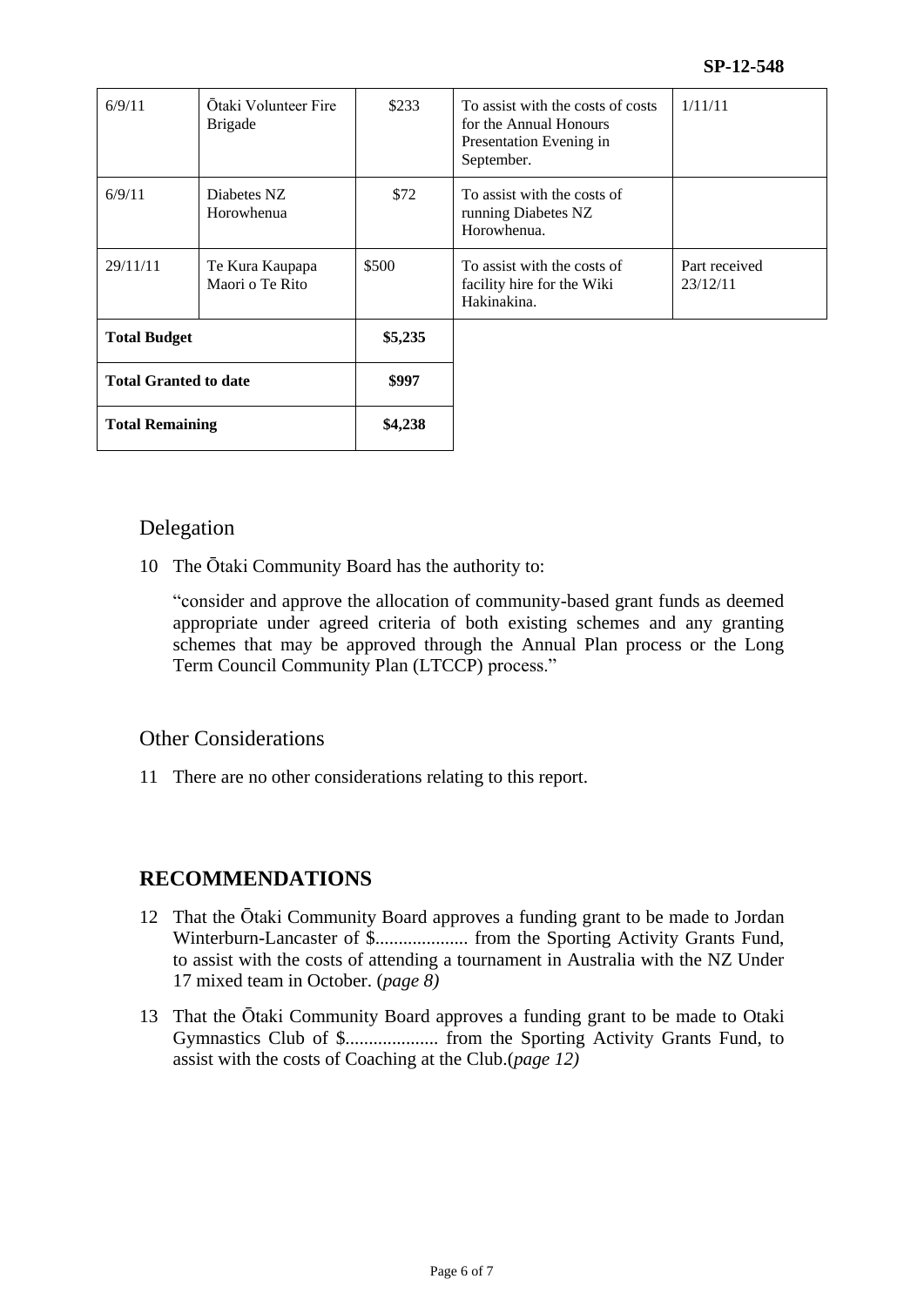| | | | | |
|---|---|---|---|---|
| 6/9/11 | Ōtaki Volunteer Fire Brigade | $233 | To assist with the costs of costs for the Annual Honours Presentation Evening in September. | 1/11/11 |
| 6/9/11 | Diabetes NZ Horowhenua | $72 | To assist with the costs of running Diabetes NZ Horowhenua. | |
| 29/11/11 | Te Kura Kaupapa Maori o Te Rito | $500 | To assist with the costs of facility hire for the Wiki Hakinakina. | Part received 23/12/11 |
| **Total Budget** | | **$5,235** | | |
| **Total Granted to date** | | **$997** | | |
| **Total Remaining** | | **$4,238** | | |

## Delegation

10 The Ōtaki Community Board has the authority to:

"consider and approve the allocation of community-based grant funds as deemed appropriate under agreed criteria of both existing schemes and any granting schemes that may be approved through the Annual Plan process or the Long Term Council Community Plan (LTCCP) process."

## Other Considerations

11 There are no other considerations relating to this report.

# RECOMMENDATIONS

12 That the Ōtaki Community Board approves a funding grant to be made to Jordan Winterburn-Lancaster of $.................... from the Sporting Activity Grants Fund, to assist with the costs of attending a tournament in Australia with the NZ Under 17 mixed team in October. (*page 8)*

13 That the Ōtaki Community Board approves a funding grant to be made to Otaki Gymnastics Club of $.................... from the Sporting Activity Grants Fund, to assist with the costs of Coaching at the Club.(*page 12)*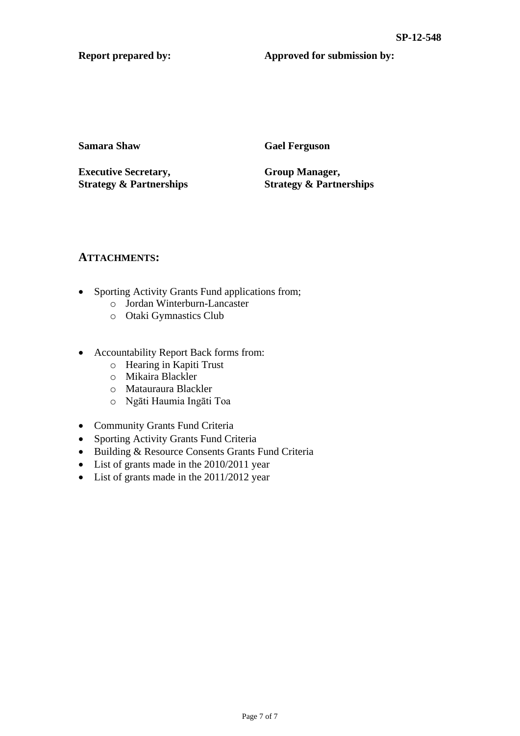**SP-12-548**

| **Report prepared by:** | **Approved for submission by:** |
| --- | --- |
| **Samara Shaw** | **Gael Ferguson** |
| **Executive Secretary, Strategy & Partnerships** | **Group Manager, Strategy & Partnerships** |

## ATTACHMENTS:

- Sporting Activity Grants Fund applications from;
  - Jordan Winterburn-Lancaster
  - Otaki Gymnastics Club

- Accountability Report Back forms from:
  - Hearing in Kapiti Trust
  - Mikaira Blackler
  - Matauraura Blackler
  - Ngāti Haumia Ingāti Toa

- Community Grants Fund Criteria
- Sporting Activity Grants Fund Criteria
- Building & Resource Consents Grants Fund Criteria
- List of grants made in the 2010/2011 year
- List of grants made in the 2011/2012 year